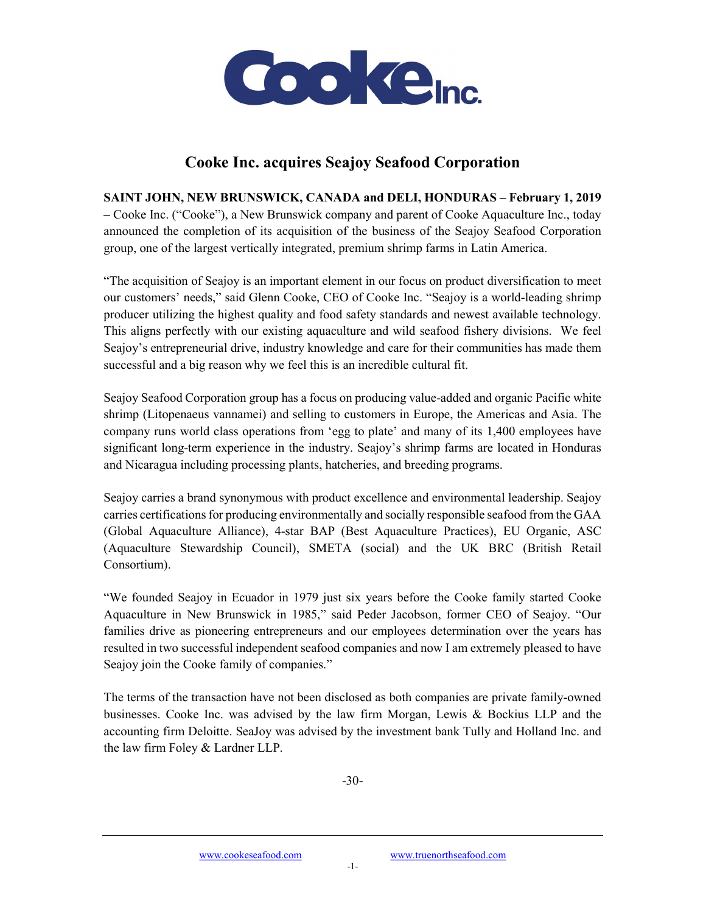# Cooke Inc. acquires Seajoy Seafood Corporation

**SAINT JOHN, NEW BRUNSWICK, CANADA and DELI, HONDURAS – February 1, 2019 –** Cooke Inc. ("Cooke"), a New Brunswick company and parent of Cooke Aquaculture Inc., today announced the completion of its acquisition of the business of the Seajoy Seafood Corporation group, one of the largest vertically integrated, premium shrimp farms in Latin America.

"The acquisition of Seajoy is an important element in our focus on product diversification to meet our customers' needs," said Glenn Cooke, CEO of Cooke Inc. "Seajoy is a world-leading shrimp producer utilizing the highest quality and food safety standards and newest available technology. This aligns perfectly with our existing aquaculture and wild seafood fishery divisions. We feel Seajoy's entrepreneurial drive, industry knowledge and care for their communities has made them successful and a big reason why we feel this is an incredible cultural fit.

Seajoy Seafood Corporation group has a focus on producing value-added and organic Pacific white shrimp (Litopenaeus vannamei) and selling to customers in Europe, the Americas and Asia. The company runs world class operations from 'egg to plate' and many of its 1,400 employees have significant long-term experience in the industry. Seajoy's shrimp farms are located in Honduras and Nicaragua including processing plants, hatcheries, and breeding programs.

Seajoy carries a brand synonymous with product excellence and environmental leadership. Seajoy carries certifications for producing environmentally and socially responsible seafood from the GAA (Global Aquaculture Alliance), 4-star BAP (Best Aquaculture Practices), EU Organic, ASC (Aquaculture Stewardship Council), SMETA (social) and the UK BRC (British Retail Consortium).

"We founded Seajoy in Ecuador in 1979 just six years before the Cooke family started Cooke Aquaculture in New Brunswick in 1985," said Peder Jacobson, former CEO of Seajoy. "Our families drive as pioneering entrepreneurs and our employees determination over the years has resulted in two successful independent seafood companies and now I am extremely pleased to have Seajoy join the Cooke family of companies."

The terms of the transaction have not been disclosed as both companies are private family-owned businesses. Cooke Inc. was advised by the law firm Morgan, Lewis & Bockius LLP and the accounting firm Deloitte. SeaJoy was advised by the investment bank Tully and Holland Inc. and the law firm Foley & Lardner LLP.

-30-

www.cookeseafood.com www.truenorthseafood.com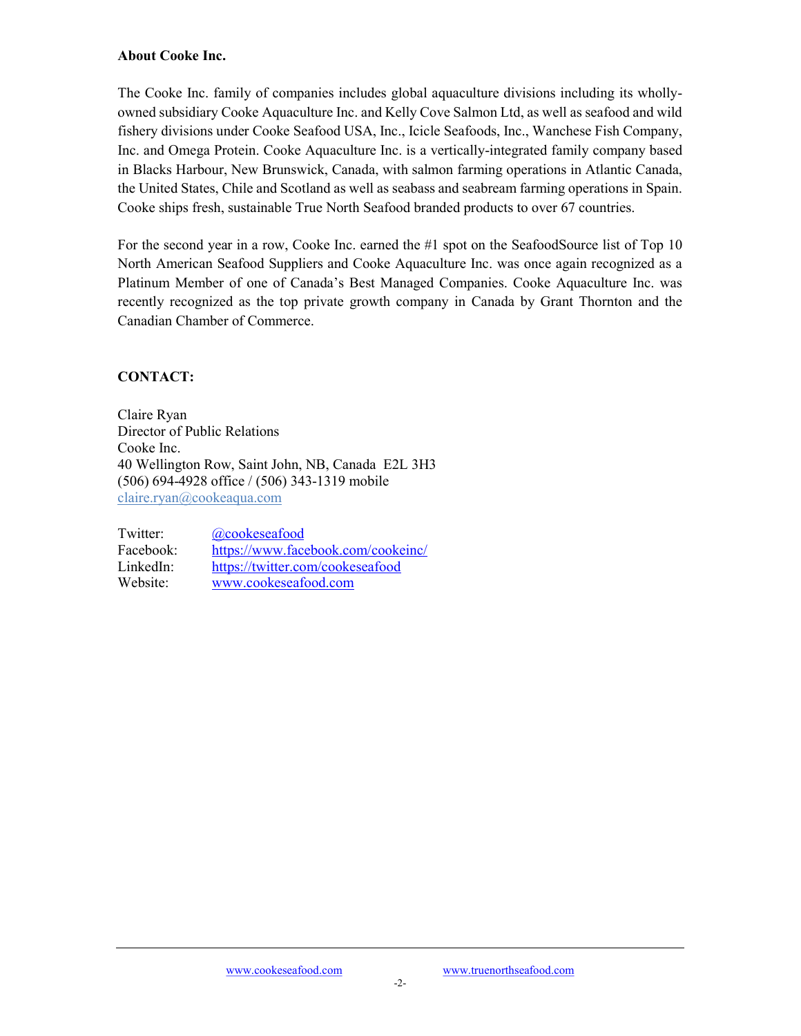**About Cooke Inc.**

The Cooke Inc. family of companies includes global aquaculture divisions including its wholly-owned subsidiary Cooke Aquaculture Inc. and Kelly Cove Salmon Ltd, as well as seafood and wild fishery divisions under Cooke Seafood USA, Inc., Icicle Seafoods, Inc., Wanchese Fish Company, Inc. and Omega Protein. Cooke Aquaculture Inc. is a vertically-integrated family company based in Blacks Harbour, New Brunswick, Canada, with salmon farming operations in Atlantic Canada, the United States, Chile and Scotland as well as seabass and seabream farming operations in Spain. Cooke ships fresh, sustainable True North Seafood branded products to over 67 countries.

For the second year in a row, Cooke Inc. earned the #1 spot on the SeafoodSource list of Top 10 North American Seafood Suppliers and Cooke Aquaculture Inc. was once again recognized as a Platinum Member of one of Canada's Best Managed Companies. Cooke Aquaculture Inc. was recently recognized as the top private growth company in Canada by Grant Thornton and the Canadian Chamber of Commerce.

**CONTACT:**

Claire Ryan
Director of Public Relations
Cooke Inc.
40 Wellington Row, Saint John, NB, Canada E2L 3H3
(506) 694-4928 office / (506) 343-1319 mobile
claire.ryan@cookeaqua.com

| | |
|---|---|
| Twitter: | @cookeseafood |
| Facebook: | https://www.facebook.com/cookeinc/ |
| LinkedIn: | https://twitter.com/cookeseafood |
| Website: | www.cookeseafood.com |

www.cookeseafood.com www.truenorthseafood.com